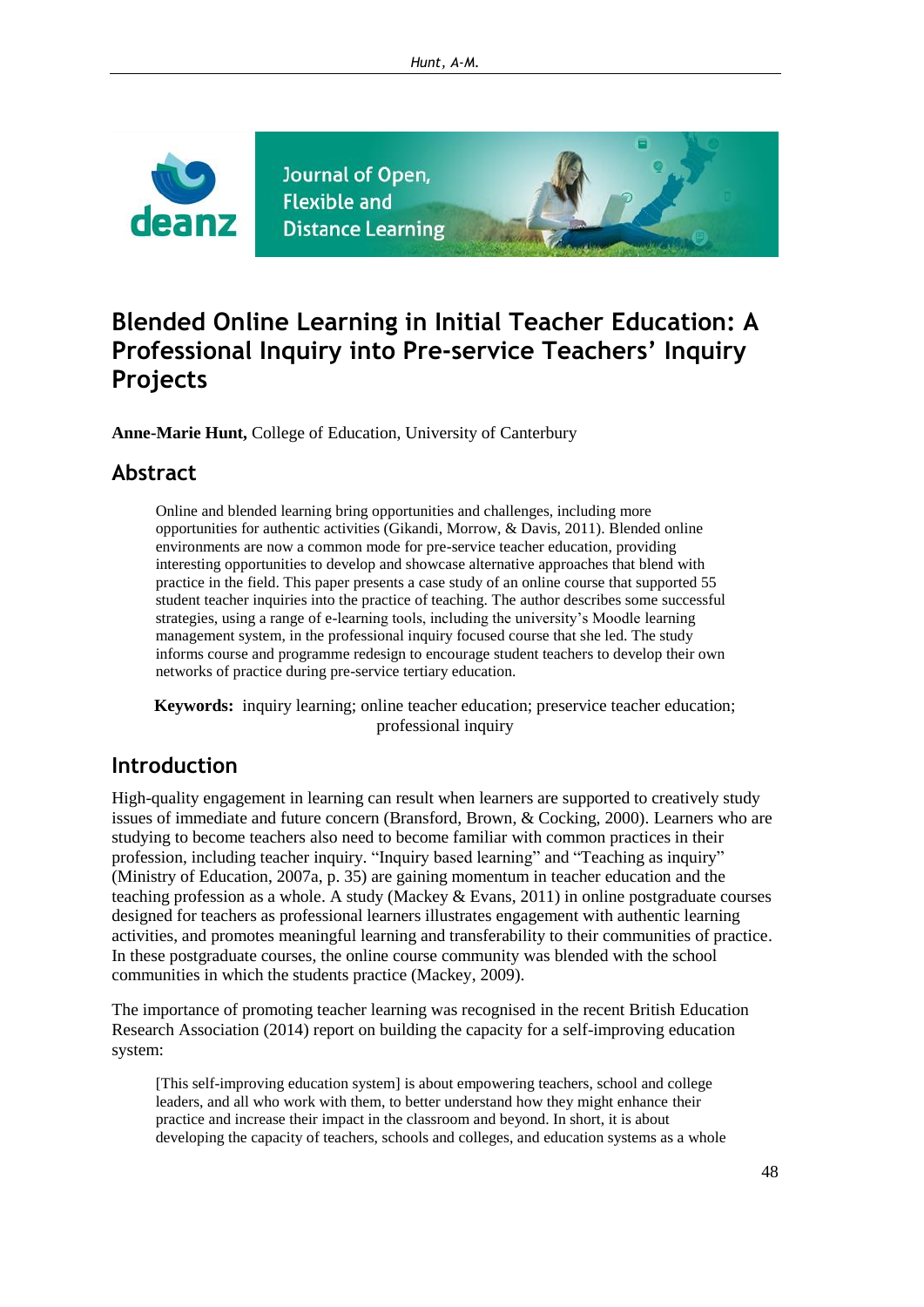Journal of Open, Flexible and Distance Learning

# Blended Online Learning in Initial Teacher Education: A Professional Inquiry into Pre-service Teachers' Inquiry Projects

**Anne-Marie Hunt,** College of Education, University of Canterbury

## Abstract

Online and blended learning bring opportunities and challenges, including more opportunities for authentic activities (Gikandi, Morrow, & Davis, 2011). Blended online environments are now a common mode for pre-service teacher education, providing interesting opportunities to develop and showcase alternative approaches that blend with practice in the field. This paper presents a case study of an online course that supported 55 student teacher inquiries into the practice of teaching. The author describes some successful strategies, using a range of e-learning tools, including the university's Moodle learning management system, in the professional inquiry focused course that she led. The study informs course and programme redesign to encourage student teachers to develop their own networks of practice during pre-service tertiary education.

**Keywords:** inquiry learning; online teacher education; preservice teacher education; professional inquiry

## Introduction

High-quality engagement in learning can result when learners are supported to creatively study issues of immediate and future concern (Bransford, Brown, & Cocking, 2000). Learners who are studying to become teachers also need to become familiar with common practices in their profession, including teacher inquiry. "Inquiry based learning" and "Teaching as inquiry" (Ministry of Education, 2007a, p. 35) are gaining momentum in teacher education and the teaching profession as a whole. A study (Mackey & Evans, 2011) in online postgraduate courses designed for teachers as professional learners illustrates engagement with authentic learning activities, and promotes meaningful learning and transferability to their communities of practice. In these postgraduate courses, the online course community was blended with the school communities in which the students practice (Mackey, 2009).

The importance of promoting teacher learning was recognised in the recent British Education Research Association (2014) report on building the capacity for a self-improving education system:

> [This self-improving education system] is about empowering teachers, school and college leaders, and all who work with them, to better understand how they might enhance their practice and increase their impact in the classroom and beyond. In short, it is about developing the capacity of teachers, schools and colleges, and education systems as a whole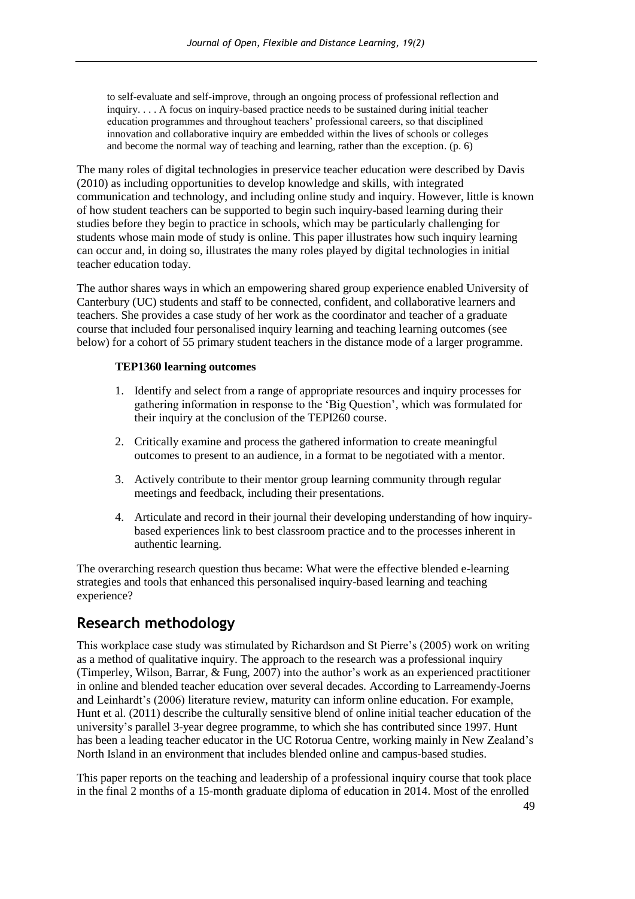> to self-evaluate and self-improve, through an ongoing process of professional reflection and inquiry. . . . A focus on inquiry-based practice needs to be sustained during initial teacher education programmes and throughout teachers' professional careers, so that disciplined innovation and collaborative inquiry are embedded within the lives of schools or colleges and become the normal way of teaching and learning, rather than the exception. (p. 6)

The many roles of digital technologies in preservice teacher education were described by Davis (2010) as including opportunities to develop knowledge and skills, with integrated communication and technology, and including online study and inquiry. However, little is known of how student teachers can be supported to begin such inquiry-based learning during their studies before they begin to practice in schools, which may be particularly challenging for students whose main mode of study is online. This paper illustrates how such inquiry learning can occur and, in doing so, illustrates the many roles played by digital technologies in initial teacher education today.

The author shares ways in which an empowering shared group experience enabled University of Canterbury (UC) students and staff to be connected, confident, and collaborative learners and teachers. She provides a case study of her work as the coordinator and teacher of a graduate course that included four personalised inquiry learning and teaching learning outcomes (see below) for a cohort of 55 primary student teachers in the distance mode of a larger programme.

**TEP1360 learning outcomes**

1. Identify and select from a range of appropriate resources and inquiry processes for gathering information in response to the 'Big Question', which was formulated for their inquiry at the conclusion of the TEPI260 course.
2. Critically examine and process the gathered information to create meaningful outcomes to present to an audience, in a format to be negotiated with a mentor.
3. Actively contribute to their mentor group learning community through regular meetings and feedback, including their presentations.
4. Articulate and record in their journal their developing understanding of how inquiry-based experiences link to best classroom practice and to the processes inherent in authentic learning.

The overarching research question thus became: What were the effective blended e-learning strategies and tools that enhanced this personalised inquiry-based learning and teaching experience?

## Research methodology

This workplace case study was stimulated by Richardson and St Pierre's (2005) work on writing as a method of qualitative inquiry. The approach to the research was a professional inquiry (Timperley, Wilson, Barrar, & Fung, 2007) into the author's work as an experienced practitioner in online and blended teacher education over several decades. According to Larreamendy-Joerns and Leinhardt's (2006) literature review, maturity can inform online education. For example, Hunt et al. (2011) describe the culturally sensitive blend of online initial teacher education of the university's parallel 3-year degree programme, to which she has contributed since 1997. Hunt has been a leading teacher educator in the UC Rotorua Centre, working mainly in New Zealand's North Island in an environment that includes blended online and campus-based studies.

This paper reports on the teaching and leadership of a professional inquiry course that took place in the final 2 months of a 15-month graduate diploma of education in 2014. Most of the enrolled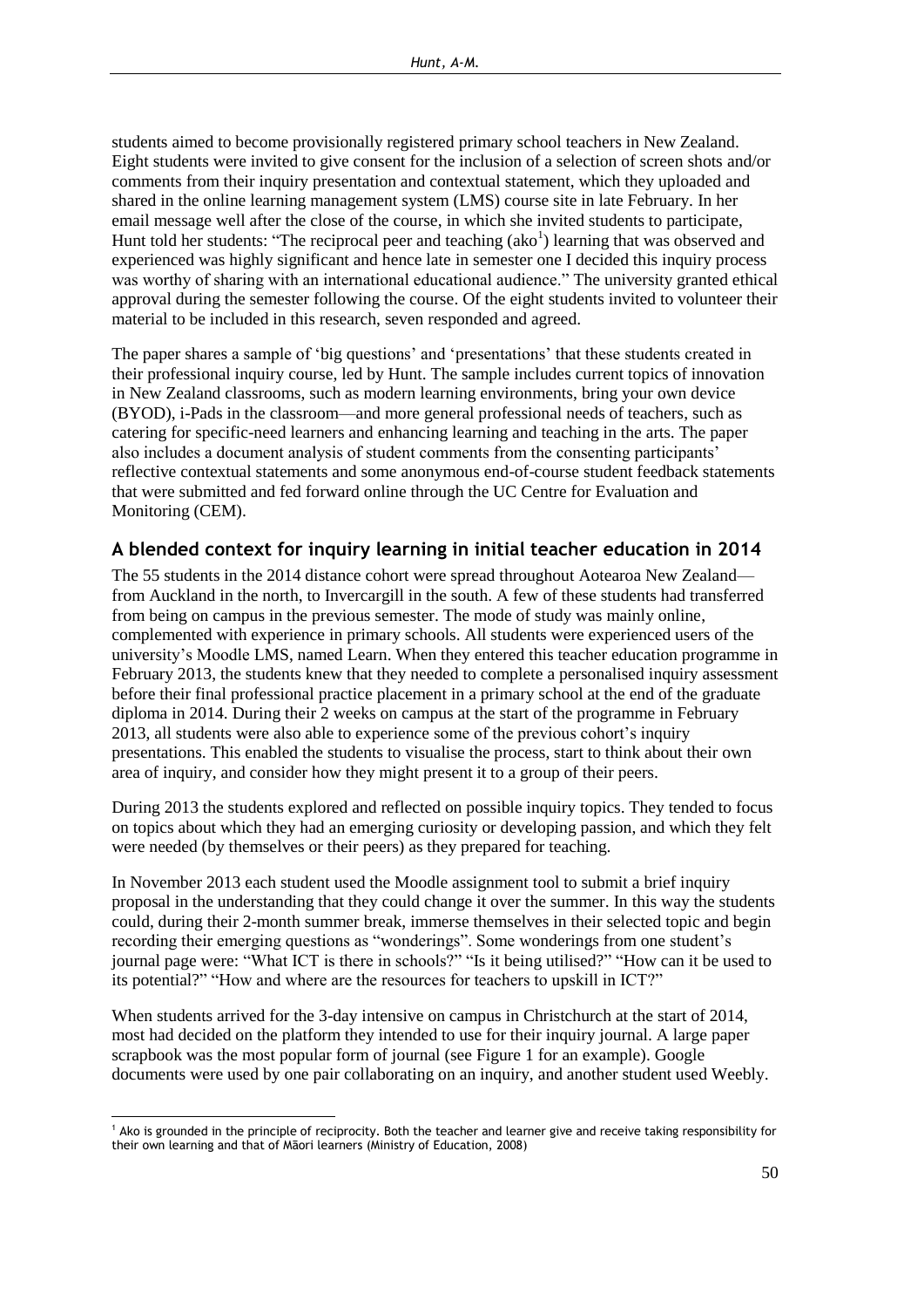students aimed to become provisionally registered primary school teachers in New Zealand. Eight students were invited to give consent for the inclusion of a selection of screen shots and/or comments from their inquiry presentation and contextual statement, which they uploaded and shared in the online learning management system (LMS) course site in late February. In her email message well after the close of the course, in which she invited students to participate, Hunt told her students: "The reciprocal peer and teaching (ako[1]) learning that was observed and experienced was highly significant and hence late in semester one I decided this inquiry process was worthy of sharing with an international educational audience." The university granted ethical approval during the semester following the course. Of the eight students invited to volunteer their material to be included in this research, seven responded and agreed.

The paper shares a sample of 'big questions' and 'presentations' that these students created in their professional inquiry course, led by Hunt. The sample includes current topics of innovation in New Zealand classrooms, such as modern learning environments, bring your own device (BYOD), i-Pads in the classroom—and more general professional needs of teachers, such as catering for specific-need learners and enhancing learning and teaching in the arts. The paper also includes a document analysis of student comments from the consenting participants' reflective contextual statements and some anonymous end-of-course student feedback statements that were submitted and fed forward online through the UC Centre for Evaluation and Monitoring (CEM).

## A blended context for inquiry learning in initial teacher education in 2014

The 55 students in the 2014 distance cohort were spread throughout Aotearoa New Zealand—from Auckland in the north, to Invercargill in the south. A few of these students had transferred from being on campus in the previous semester. The mode of study was mainly online, complemented with experience in primary schools. All students were experienced users of the university's Moodle LMS, named Learn. When they entered this teacher education programme in February 2013, the students knew that they needed to complete a personalised inquiry assessment before their final professional practice placement in a primary school at the end of the graduate diploma in 2014. During their 2 weeks on campus at the start of the programme in February 2013, all students were also able to experience some of the previous cohort's inquiry presentations. This enabled the students to visualise the process, start to think about their own area of inquiry, and consider how they might present it to a group of their peers.

During 2013 the students explored and reflected on possible inquiry topics. They tended to focus on topics about which they had an emerging curiosity or developing passion, and which they felt were needed (by themselves or their peers) as they prepared for teaching.

In November 2013 each student used the Moodle assignment tool to submit a brief inquiry proposal in the understanding that they could change it over the summer. In this way the students could, during their 2-month summer break, immerse themselves in their selected topic and begin recording their emerging questions as "wonderings". Some wonderings from one student's journal page were: "What ICT is there in schools?" "Is it being utilised?" "How can it be used to its potential?" "How and where are the resources for teachers to upskill in ICT?"

When students arrived for the 3-day intensive on campus in Christchurch at the start of 2014, most had decided on the platform they intended to use for their inquiry journal. A large paper scrapbook was the most popular form of journal (see Figure 1 for an example). Google documents were used by one pair collaborating on an inquiry, and another student used Weebly.

---

[1] Ako is grounded in the principle of reciprocity. Both the teacher and learner give and receive taking responsibility for their own learning and that of Māori learners (Ministry of Education, 2008)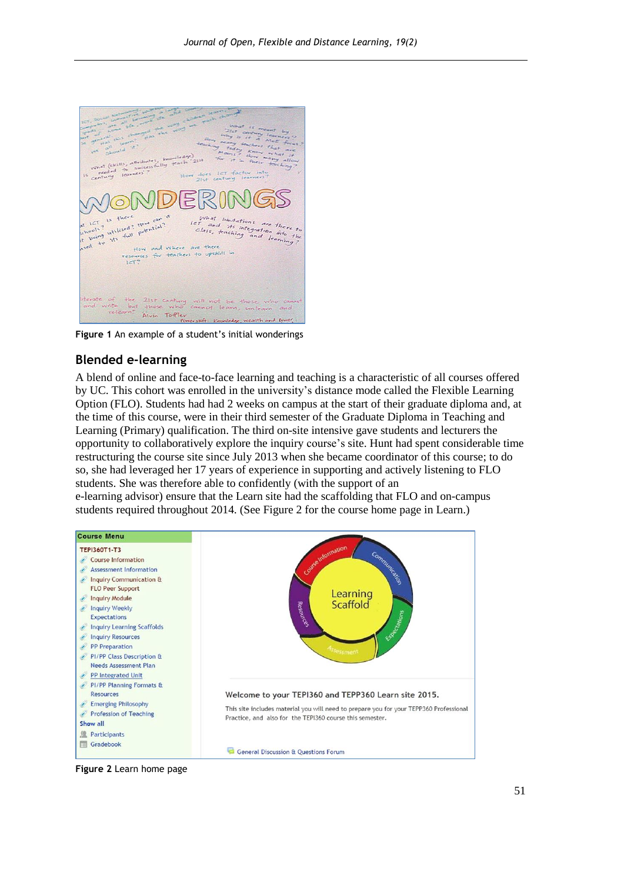Figure 1 An example of a student's initial wonderings

## Blended e-learning

A blend of online and face-to-face learning and teaching is a characteristic of all courses offered by UC. This cohort was enrolled in the university's distance mode called the Flexible Learning Option (FLO). Students had had 2 weeks on campus at the start of their graduate diploma and, at the time of this course, were in their third semester of the Graduate Diploma in Teaching and Learning (Primary) qualification. The third on-site intensive gave students and lecturers the opportunity to collaboratively explore the inquiry course's site. Hunt had spent considerable time restructuring the course site since July 2013 when she became coordinator of this course; to do so, she had leveraged her 17 years of experience in supporting and actively listening to FLO students. She was therefore able to confidently (with the support of an e-learning advisor) ensure that the Learn site had the scaffolding that FLO and on-campus students required throughout 2014. (See Figure 2 for the course home page in Learn.)

Figure 2 Learn home page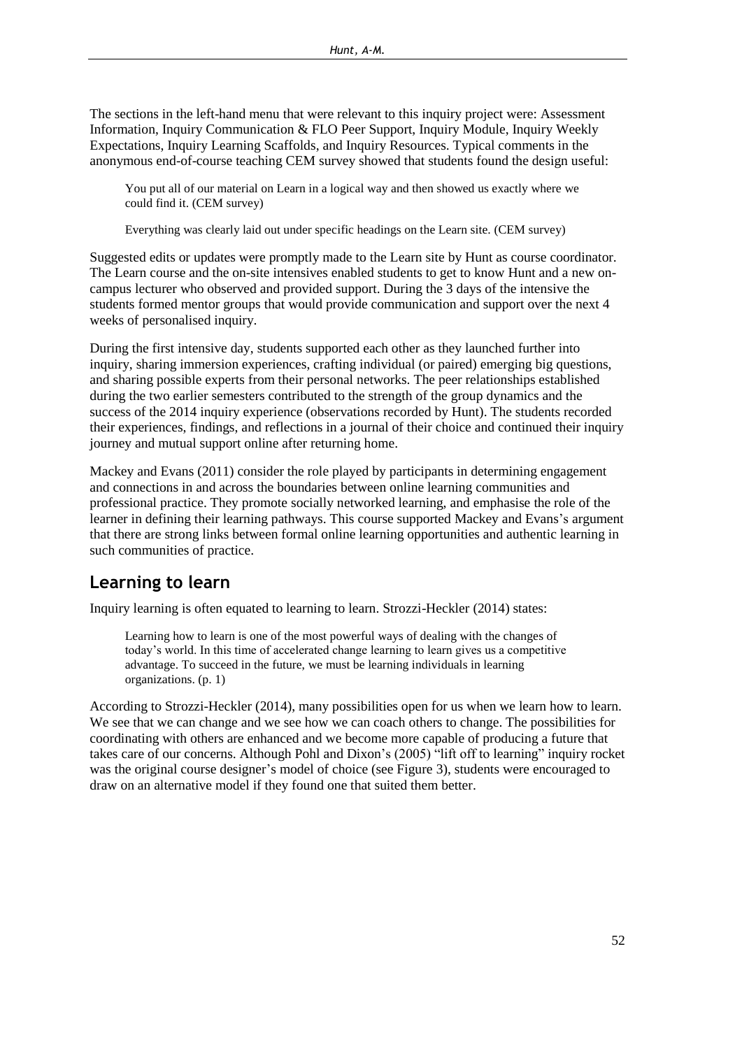The sections in the left-hand menu that were relevant to this inquiry project were: Assessment Information, Inquiry Communication & FLO Peer Support, Inquiry Module, Inquiry Weekly Expectations, Inquiry Learning Scaffolds, and Inquiry Resources. Typical comments in the anonymous end-of-course teaching CEM survey showed that students found the design useful:

> You put all of our material on Learn in a logical way and then showed us exactly where we could find it. (CEM survey)

> Everything was clearly laid out under specific headings on the Learn site. (CEM survey)

Suggested edits or updates were promptly made to the Learn site by Hunt as course coordinator. The Learn course and the on-site intensives enabled students to get to know Hunt and a new on-campus lecturer who observed and provided support. During the 3 days of the intensive the students formed mentor groups that would provide communication and support over the next 4 weeks of personalised inquiry.

During the first intensive day, students supported each other as they launched further into inquiry, sharing immersion experiences, crafting individual (or paired) emerging big questions, and sharing possible experts from their personal networks. The peer relationships established during the two earlier semesters contributed to the strength of the group dynamics and the success of the 2014 inquiry experience (observations recorded by Hunt). The students recorded their experiences, findings, and reflections in a journal of their choice and continued their inquiry journey and mutual support online after returning home.

Mackey and Evans (2011) consider the role played by participants in determining engagement and connections in and across the boundaries between online learning communities and professional practice. They promote socially networked learning, and emphasise the role of the learner in defining their learning pathways. This course supported Mackey and Evans's argument that there are strong links between formal online learning opportunities and authentic learning in such communities of practice.

## Learning to learn

Inquiry learning is often equated to learning to learn. Strozzi-Heckler (2014) states:

> Learning how to learn is one of the most powerful ways of dealing with the changes of today's world. In this time of accelerated change learning to learn gives us a competitive advantage. To succeed in the future, we must be learning individuals in learning organizations. (p. 1)

According to Strozzi-Heckler (2014), many possibilities open for us when we learn how to learn. We see that we can change and we see how we can coach others to change. The possibilities for coordinating with others are enhanced and we become more capable of producing a future that takes care of our concerns. Although Pohl and Dixon's (2005) "lift off to learning" inquiry rocket was the original course designer's model of choice (see Figure 3), students were encouraged to draw on an alternative model if they found one that suited them better.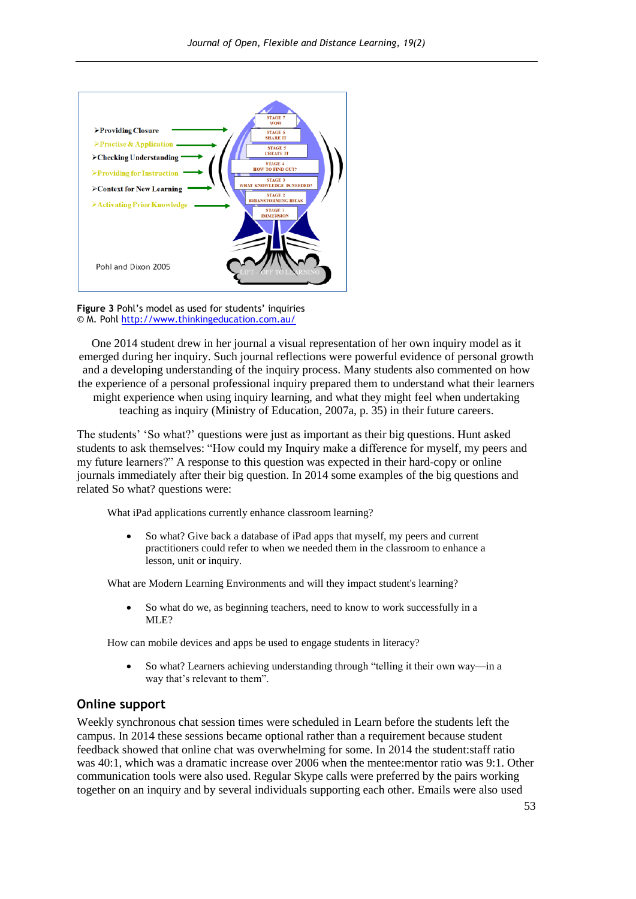➢Providing Closure

➢Practise & Application

➢Checking Understanding

➢Providing for Instruction

➢Context for New Learning

➢Activating Prior Knowledge

STAGE 7 WOW

STAGE 6 SHARE IT

STAGE 5 CREATE IT

STAGE 4 HOW TO FIND OUT?

STAGE 3 WHAT KNOWLEDGE IS NEEDED?

STAGE 2 BRIANSTORMING IDEAS

STAGE 1 IMMERSION

LIFT – OFF TO LEARNING

Pohl and Dixon 2005

**Figure 3** Pohl's model as used for students' inquiries
© M. Pohl http://www.thinkingeducation.com.au/

One 2014 student drew in her journal a visual representation of her own inquiry model as it emerged during her inquiry. Such journal reflections were powerful evidence of personal growth and a developing understanding of the inquiry process. Many students also commented on how the experience of a personal professional inquiry prepared them to understand what their learners might experience when using inquiry learning, and what they might feel when undertaking teaching as inquiry (Ministry of Education, 2007a, p. 35) in their future careers.

The students' 'So what?' questions were just as important as their big questions. Hunt asked students to ask themselves: "How could my Inquiry make a difference for myself, my peers and my future learners?" A response to this question was expected in their hard-copy or online journals immediately after their big question. In 2014 some examples of the big questions and related So what? questions were:

What iPad applications currently enhance classroom learning?

- So what? Give back a database of iPad apps that myself, my peers and current practitioners could refer to when we needed them in the classroom to enhance a lesson, unit or inquiry.

What are Modern Learning Environments and will they impact student's learning?

- So what do we, as beginning teachers, need to know to work successfully in a MLE?

How can mobile devices and apps be used to engage students in literacy?

- So what? Learners achieving understanding through "telling it their own way—in a way that's relevant to them".

## Online support

Weekly synchronous chat session times were scheduled in Learn before the students left the campus. In 2014 these sessions became optional rather than a requirement because student feedback showed that online chat was overwhelming for some. In 2014 the student:staff ratio was 40:1, which was a dramatic increase over 2006 when the mentee:mentor ratio was 9:1. Other communication tools were also used. Regular Skype calls were preferred by the pairs working together on an inquiry and by several individuals supporting each other. Emails were also used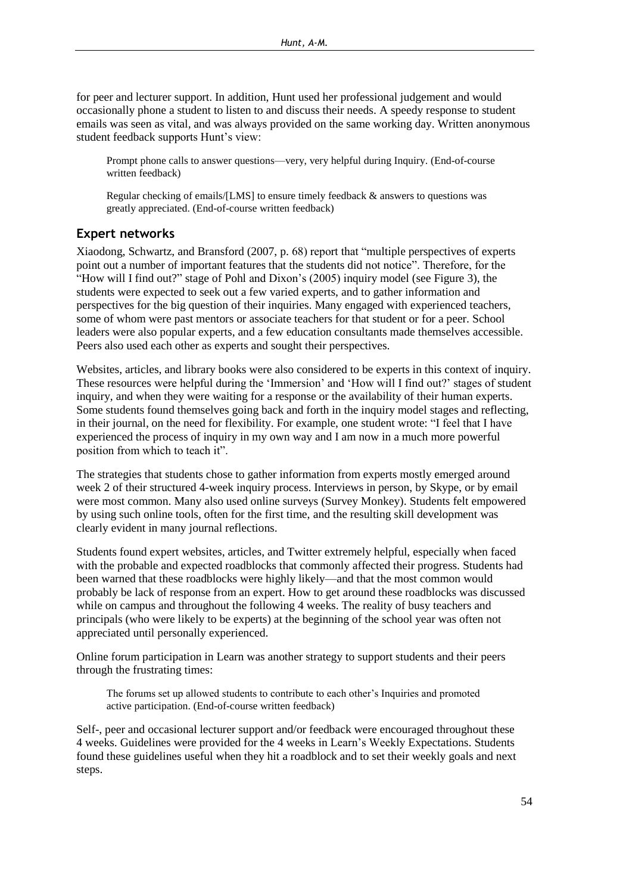for peer and lecturer support. In addition, Hunt used her professional judgement and would occasionally phone a student to listen to and discuss their needs. A speedy response to student emails was seen as vital, and was always provided on the same working day. Written anonymous student feedback supports Hunt's view:

> Prompt phone calls to answer questions—very, very helpful during Inquiry. (End-of-course written feedback)

> Regular checking of emails/[LMS] to ensure timely feedback & answers to questions was greatly appreciated. (End-of-course written feedback)

## Expert networks

Xiaodong, Schwartz, and Bransford (2007, p. 68) report that "multiple perspectives of experts point out a number of important features that the students did not notice". Therefore, for the "How will I find out?" stage of Pohl and Dixon's (2005) inquiry model (see Figure 3), the students were expected to seek out a few varied experts, and to gather information and perspectives for the big question of their inquiries. Many engaged with experienced teachers, some of whom were past mentors or associate teachers for that student or for a peer. School leaders were also popular experts, and a few education consultants made themselves accessible. Peers also used each other as experts and sought their perspectives.

Websites, articles, and library books were also considered to be experts in this context of inquiry. These resources were helpful during the 'Immersion' and 'How will I find out?' stages of student inquiry, and when they were waiting for a response or the availability of their human experts. Some students found themselves going back and forth in the inquiry model stages and reflecting, in their journal, on the need for flexibility. For example, one student wrote: "I feel that I have experienced the process of inquiry in my own way and I am now in a much more powerful position from which to teach it".

The strategies that students chose to gather information from experts mostly emerged around week 2 of their structured 4-week inquiry process. Interviews in person, by Skype, or by email were most common. Many also used online surveys (Survey Monkey). Students felt empowered by using such online tools, often for the first time, and the resulting skill development was clearly evident in many journal reflections.

Students found expert websites, articles, and Twitter extremely helpful, especially when faced with the probable and expected roadblocks that commonly affected their progress. Students had been warned that these roadblocks were highly likely—and that the most common would probably be lack of response from an expert. How to get around these roadblocks was discussed while on campus and throughout the following 4 weeks. The reality of busy teachers and principals (who were likely to be experts) at the beginning of the school year was often not appreciated until personally experienced.

Online forum participation in Learn was another strategy to support students and their peers through the frustrating times:

> The forums set up allowed students to contribute to each other's Inquiries and promoted active participation. (End-of-course written feedback)

Self-, peer and occasional lecturer support and/or feedback were encouraged throughout these 4 weeks. Guidelines were provided for the 4 weeks in Learn's Weekly Expectations. Students found these guidelines useful when they hit a roadblock and to set their weekly goals and next steps.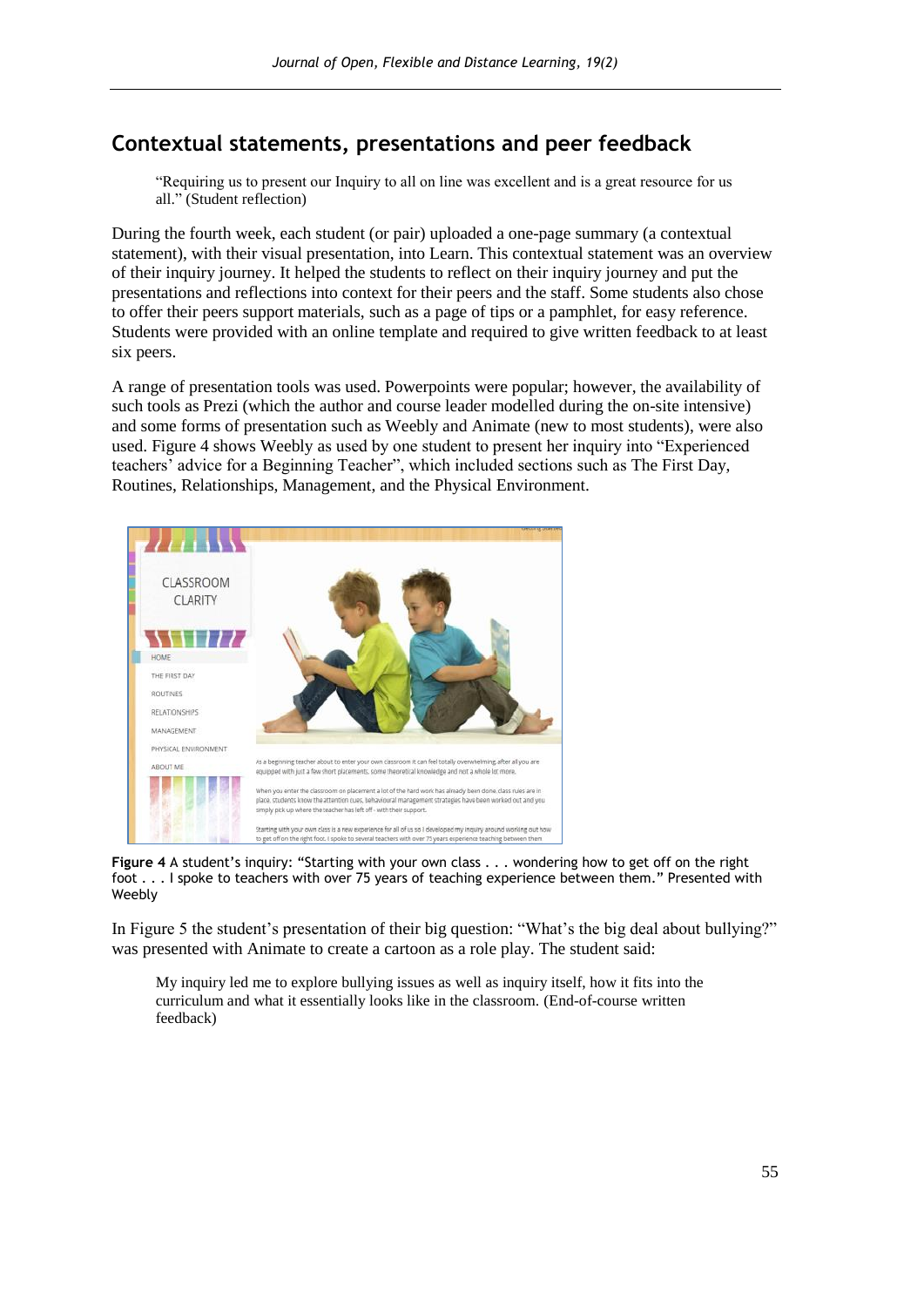## Contextual statements, presentations and peer feedback

> "Requiring us to present our Inquiry to all on line was excellent and is a great resource for us all." (Student reflection)

During the fourth week, each student (or pair) uploaded a one-page summary (a contextual statement), with their visual presentation, into Learn. This contextual statement was an overview of their inquiry journey. It helped the students to reflect on their inquiry journey and put the presentations and reflections into context for their peers and the staff. Some students also chose to offer their peers support materials, such as a page of tips or a pamphlet, for easy reference. Students were provided with an online template and required to give written feedback to at least six peers.

A range of presentation tools was used. Powerpoints were popular; however, the availability of such tools as Prezi (which the author and course leader modelled during the on-site intensive) and some forms of presentation such as Weebly and Animate (new to most students), were also used. Figure 4 shows Weebly as used by one student to present her inquiry into "Experienced teachers' advice for a Beginning Teacher", which included sections such as The First Day, Routines, Relationships, Management, and the Physical Environment.

**Figure 4** A student's inquiry: "Starting with your own class . . . wondering how to get off on the right foot . . . I spoke to teachers with over 75 years of teaching experience between them." Presented with Weebly

In Figure 5 the student's presentation of their big question: "What's the big deal about bullying?" was presented with Animate to create a cartoon as a role play. The student said:

> My inquiry led me to explore bullying issues as well as inquiry itself, how it fits into the curriculum and what it essentially looks like in the classroom. (End-of-course written feedback)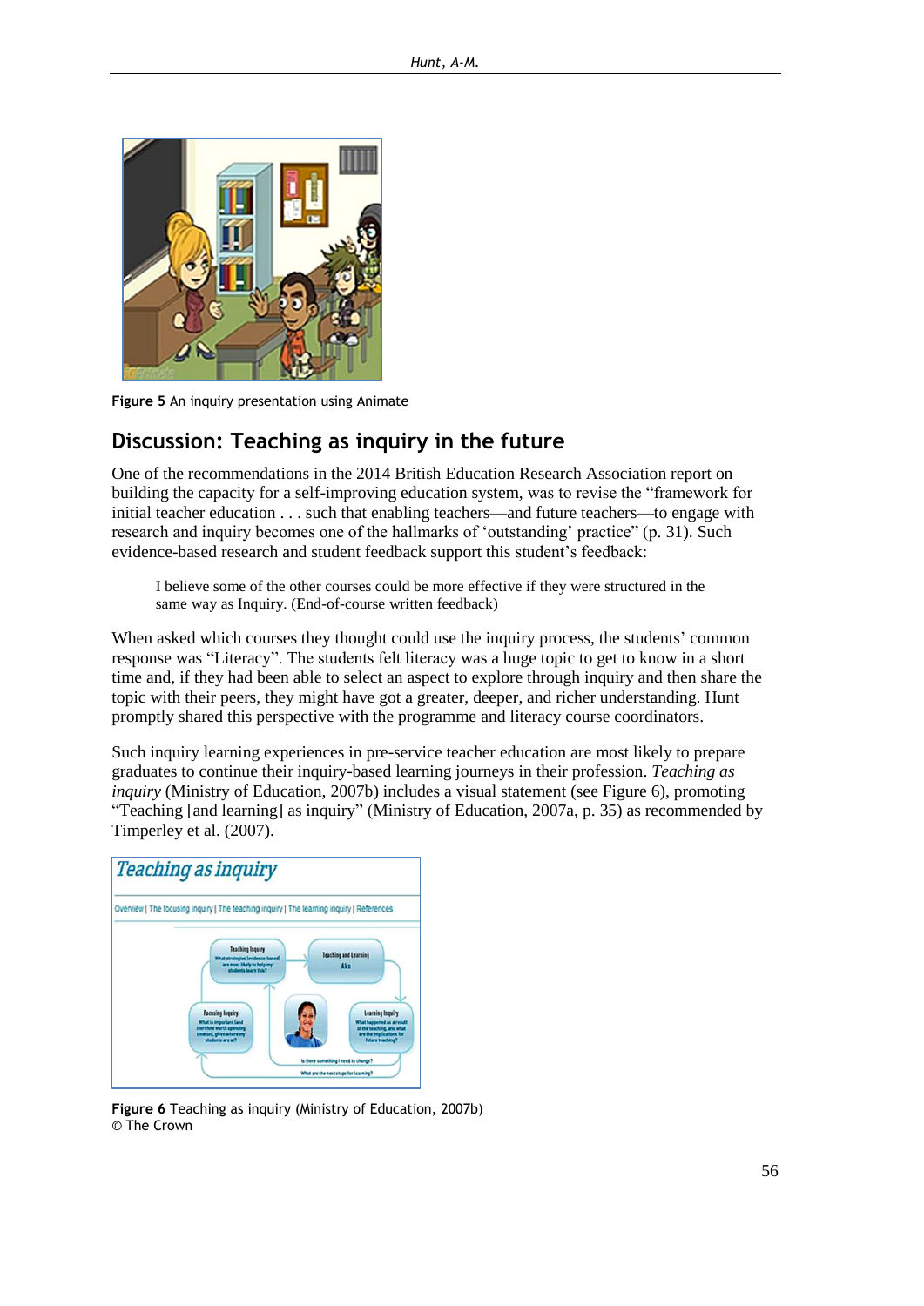Figure 5 An inquiry presentation using Animate

## Discussion: Teaching as inquiry in the future

One of the recommendations in the 2014 British Education Research Association report on building the capacity for a self-improving education system, was to revise the "framework for initial teacher education . . . such that enabling teachers—and future teachers—to engage with research and inquiry becomes one of the hallmarks of 'outstanding' practice" (p. 31). Such evidence-based research and student feedback support this student's feedback:

> I believe some of the other courses could be more effective if they were structured in the same way as Inquiry. (End-of-course written feedback)

When asked which courses they thought could use the inquiry process, the students' common response was "Literacy". The students felt literacy was a huge topic to get to know in a short time and, if they had been able to select an aspect to explore through inquiry and then share the topic with their peers, they might have got a greater, deeper, and richer understanding. Hunt promptly shared this perspective with the programme and literacy course coordinators.

Such inquiry learning experiences in pre-service teacher education are most likely to prepare graduates to continue their inquiry-based learning journeys in their profession. *Teaching as inquiry* (Ministry of Education, 2007b) includes a visual statement (see Figure 6), promoting "Teaching [and learning] as inquiry" (Ministry of Education, 2007a, p. 35) as recommended by Timperley et al. (2007).

**Figure 6** Teaching as inquiry (Ministry of Education, 2007b)
© The Crown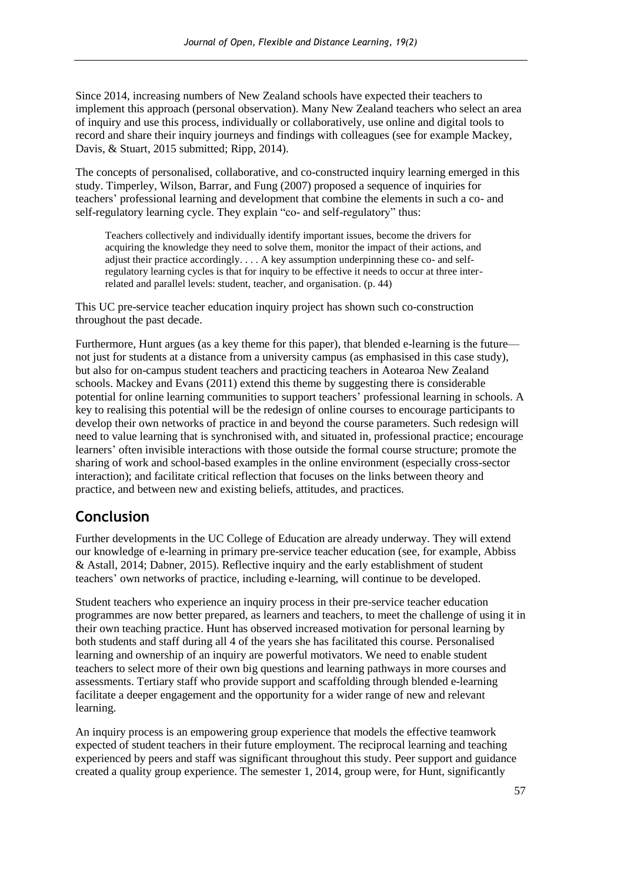Since 2014, increasing numbers of New Zealand schools have expected their teachers to implement this approach (personal observation). Many New Zealand teachers who select an area of inquiry and use this process, individually or collaboratively, use online and digital tools to record and share their inquiry journeys and findings with colleagues (see for example Mackey, Davis, & Stuart, 2015 submitted; Ripp, 2014).

The concepts of personalised, collaborative, and co-constructed inquiry learning emerged in this study. Timperley, Wilson, Barrar, and Fung (2007) proposed a sequence of inquiries for teachers' professional learning and development that combine the elements in such a co- and self-regulatory learning cycle. They explain "co- and self-regulatory" thus:

> Teachers collectively and individually identify important issues, become the drivers for acquiring the knowledge they need to solve them, monitor the impact of their actions, and adjust their practice accordingly. . . . A key assumption underpinning these co- and self-regulatory learning cycles is that for inquiry to be effective it needs to occur at three inter-related and parallel levels: student, teacher, and organisation. (p. 44)

This UC pre-service teacher education inquiry project has shown such co-construction throughout the past decade.

Furthermore, Hunt argues (as a key theme for this paper), that blended e-learning is the future—not just for students at a distance from a university campus (as emphasised in this case study), but also for on-campus student teachers and practicing teachers in Aotearoa New Zealand schools. Mackey and Evans (2011) extend this theme by suggesting there is considerable potential for online learning communities to support teachers' professional learning in schools. A key to realising this potential will be the redesign of online courses to encourage participants to develop their own networks of practice in and beyond the course parameters. Such redesign will need to value learning that is synchronised with, and situated in, professional practice; encourage learners' often invisible interactions with those outside the formal course structure; promote the sharing of work and school-based examples in the online environment (especially cross-sector interaction); and facilitate critical reflection that focuses on the links between theory and practice, and between new and existing beliefs, attitudes, and practices.

## Conclusion

Further developments in the UC College of Education are already underway. They will extend our knowledge of e-learning in primary pre-service teacher education (see, for example, Abbiss & Astall, 2014; Dabner, 2015). Reflective inquiry and the early establishment of student teachers' own networks of practice, including e-learning, will continue to be developed.

Student teachers who experience an inquiry process in their pre-service teacher education programmes are now better prepared, as learners and teachers, to meet the challenge of using it in their own teaching practice. Hunt has observed increased motivation for personal learning by both students and staff during all 4 of the years she has facilitated this course. Personalised learning and ownership of an inquiry are powerful motivators. We need to enable student teachers to select more of their own big questions and learning pathways in more courses and assessments. Tertiary staff who provide support and scaffolding through blended e-learning facilitate a deeper engagement and the opportunity for a wider range of new and relevant learning.

An inquiry process is an empowering group experience that models the effective teamwork expected of student teachers in their future employment. The reciprocal learning and teaching experienced by peers and staff was significant throughout this study. Peer support and guidance created a quality group experience. The semester 1, 2014, group were, for Hunt, significantly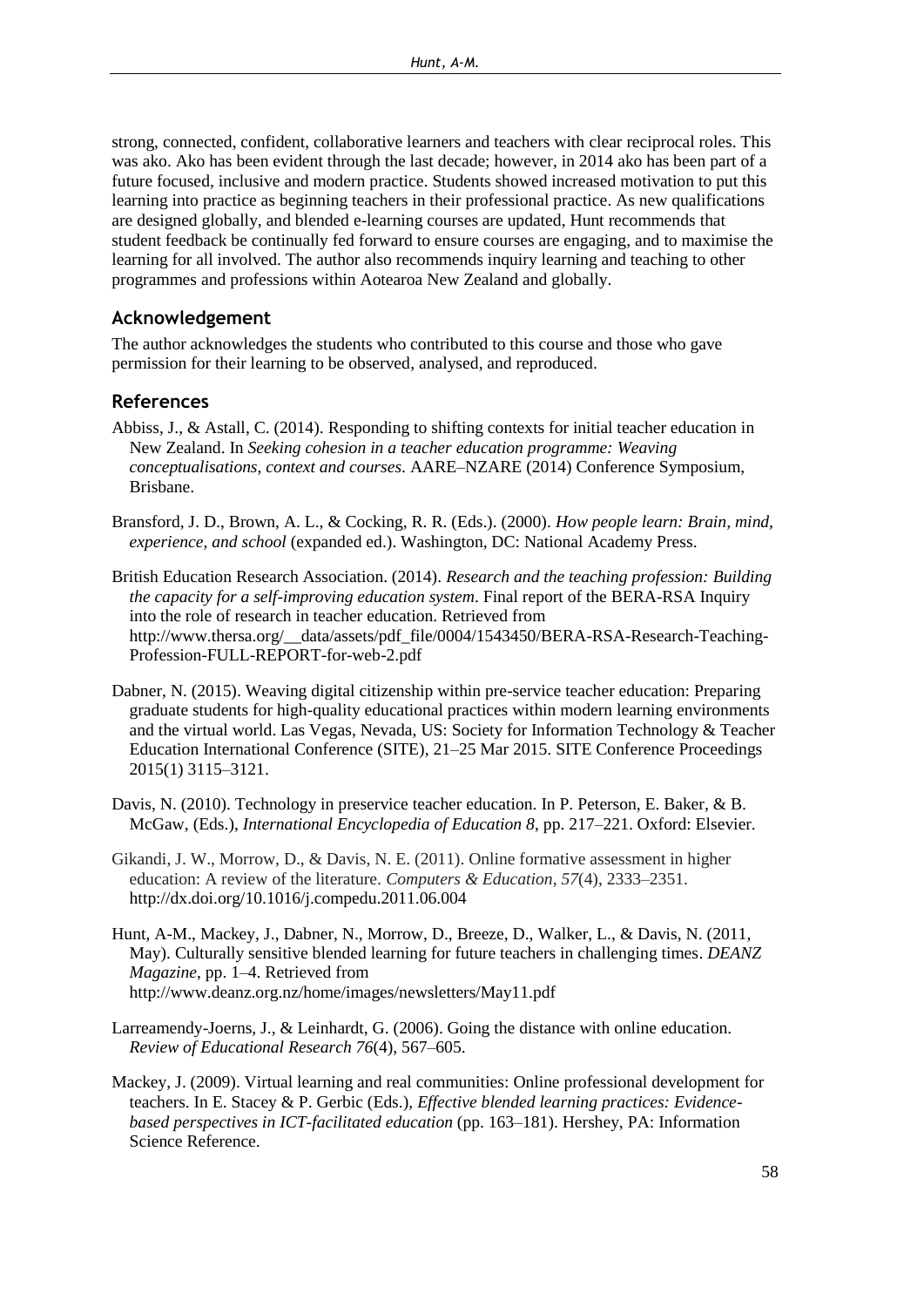strong, connected, confident, collaborative learners and teachers with clear reciprocal roles. This was ako. Ako has been evident through the last decade; however, in 2014 ako has been part of a future focused, inclusive and modern practice. Students showed increased motivation to put this learning into practice as beginning teachers in their professional practice. As new qualifications are designed globally, and blended e-learning courses are updated, Hunt recommends that student feedback be continually fed forward to ensure courses are engaging, and to maximise the learning for all involved. The author also recommends inquiry learning and teaching to other programmes and professions within Aotearoa New Zealand and globally.

## Acknowledgement

The author acknowledges the students who contributed to this course and those who gave permission for their learning to be observed, analysed, and reproduced.

## References

Abbiss, J., & Astall, C. (2014). Responding to shifting contexts for initial teacher education in New Zealand. In *Seeking cohesion in a teacher education programme: Weaving conceptualisations, context and courses.* AARE–NZARE (2014) Conference Symposium, Brisbane.

Bransford, J. D., Brown, A. L., & Cocking, R. R. (Eds.). (2000). *How people learn: Brain, mind, experience, and school* (expanded ed.). Washington, DC: National Academy Press.

British Education Research Association. (2014). *Research and the teaching profession: Building the capacity for a self-improving education system*. Final report of the BERA-RSA Inquiry into the role of research in teacher education. Retrieved from http://www.thersa.org/__data/assets/pdf_file/0004/1543450/BERA-RSA-Research-Teaching-Profession-FULL-REPORT-for-web-2.pdf

Dabner, N. (2015). Weaving digital citizenship within pre-service teacher education: Preparing graduate students for high-quality educational practices within modern learning environments and the virtual world. Las Vegas, Nevada, US: Society for Information Technology & Teacher Education International Conference (SITE), 21–25 Mar 2015. SITE Conference Proceedings 2015(1) 3115–3121.

Davis, N. (2010). Technology in preservice teacher education. In P. Peterson, E. Baker, & B. McGaw, (Eds.), *International Encyclopedia of Education 8*, pp. 217–221. Oxford: Elsevier.

Gikandi, J. W., Morrow, D., & Davis, N. E. (2011). Online formative assessment in higher education: A review of the literature. *Computers & Education, 57*(4), 2333–2351. http://dx.doi.org/10.1016/j.compedu.2011.06.004

Hunt, A-M., Mackey, J., Dabner, N., Morrow, D., Breeze, D., Walker, L., & Davis, N. (2011, May). Culturally sensitive blended learning for future teachers in challenging times. *DEANZ Magazine*, pp. 1–4. Retrieved from http://www.deanz.org.nz/home/images/newsletters/May11.pdf

Larreamendy-Joerns, J., & Leinhardt, G. (2006). Going the distance with online education. *Review of Educational Research 76*(4), 567–605.

Mackey, J. (2009). Virtual learning and real communities: Online professional development for teachers. In E. Stacey & P. Gerbic (Eds.), *Effective blended learning practices: Evidence-based perspectives in ICT-facilitated education* (pp. 163–181). Hershey, PA: Information Science Reference.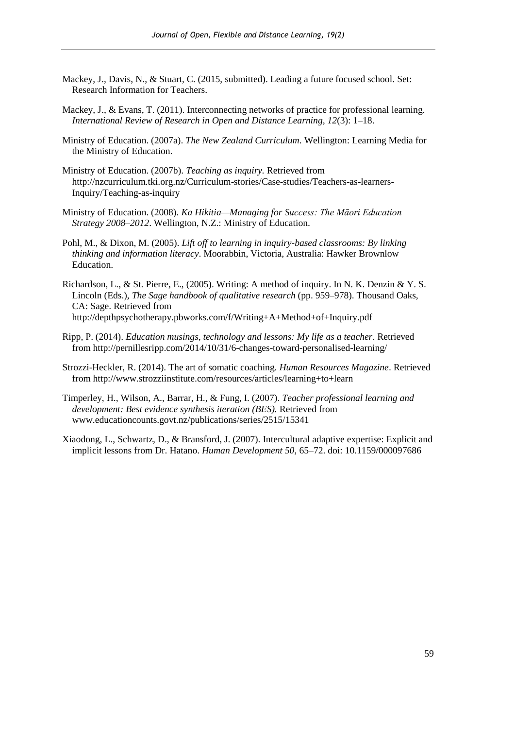Mackey, J., Davis, N., & Stuart, C. (2015, submitted). Leading a future focused school. Set: Research Information for Teachers.

Mackey, J., & Evans, T. (2011). Interconnecting networks of practice for professional learning. *International Review of Research in Open and Distance Learning, 12*(3): 1–18.

Ministry of Education. (2007a). *The New Zealand Curriculum*. Wellington: Learning Media for the Ministry of Education.

Ministry of Education. (2007b). *Teaching as inquiry.* Retrieved from http://nzcurriculum.tki.org.nz/Curriculum-stories/Case-studies/Teachers-as-learners-Inquiry/Teaching-as-inquiry

Ministry of Education. (2008). *Ka Hikitia—Managing for Success: The Māori Education Strategy 2008–2012*. Wellington, N.Z.: Ministry of Education.

Pohl, M., & Dixon, M. (2005). *Lift off to learning in inquiry-based classrooms: By linking thinking and information literacy*. Moorabbin, Victoria, Australia: Hawker Brownlow Education.

Richardson, L., & St. Pierre, E., (2005). Writing: A method of inquiry. In N. K. Denzin & Y. S. Lincoln (Eds.), *The Sage handbook of qualitative research* (pp. 959–978). Thousand Oaks, CA: Sage. Retrieved from http://depthpsychotherapy.pbworks.com/f/Writing+A+Method+of+Inquiry.pdf

Ripp, P. (2014). *Education musings, technology and lessons: My life as a teacher*. Retrieved from http://pernillesripp.com/2014/10/31/6-changes-toward-personalised-learning/

Strozzi-Heckler, R. (2014). The art of somatic coaching. *Human Resources Magazine*. Retrieved from http://www.strozziinstitute.com/resources/articles/learning+to+learn

Timperley, H., Wilson, A., Barrar, H., & Fung, I. (2007). *Teacher professional learning and development: Best evidence synthesis iteration (BES).* Retrieved from www.educationcounts.govt.nz/publications/series/2515/15341

Xiaodong, L., Schwartz, D., & Bransford, J. (2007). Intercultural adaptive expertise: Explicit and implicit lessons from Dr. Hatano. *Human Development 50*, 65–72. doi: 10.1159/000097686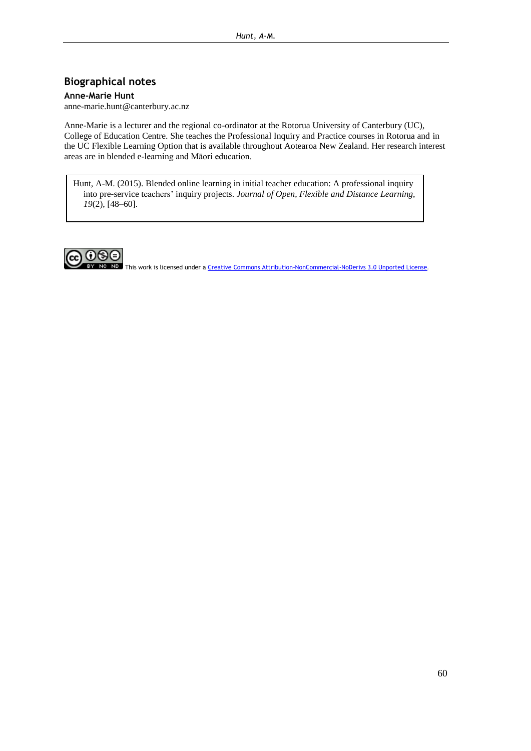## Biographical notes

**Anne-Marie Hunt**

anne-marie.hunt@canterbury.ac.nz

Anne-Marie is a lecturer and the regional co-ordinator at the Rotorua University of Canterbury (UC), College of Education Centre. She teaches the Professional Inquiry and Practice courses in Rotorua and in the UC Flexible Learning Option that is available throughout Aotearoa New Zealand. Her research interest areas are in blended e-learning and Māori education.

Hunt, A-M. (2015). Blended online learning in initial teacher education: A professional inquiry into pre-service teachers' inquiry projects. *Journal of Open, Flexible and Distance Learning, 19*(2), [48–60].

This work is licensed under a Creative Commons Attribution-NonCommercial-NoDerivs 3.0 Unported License.